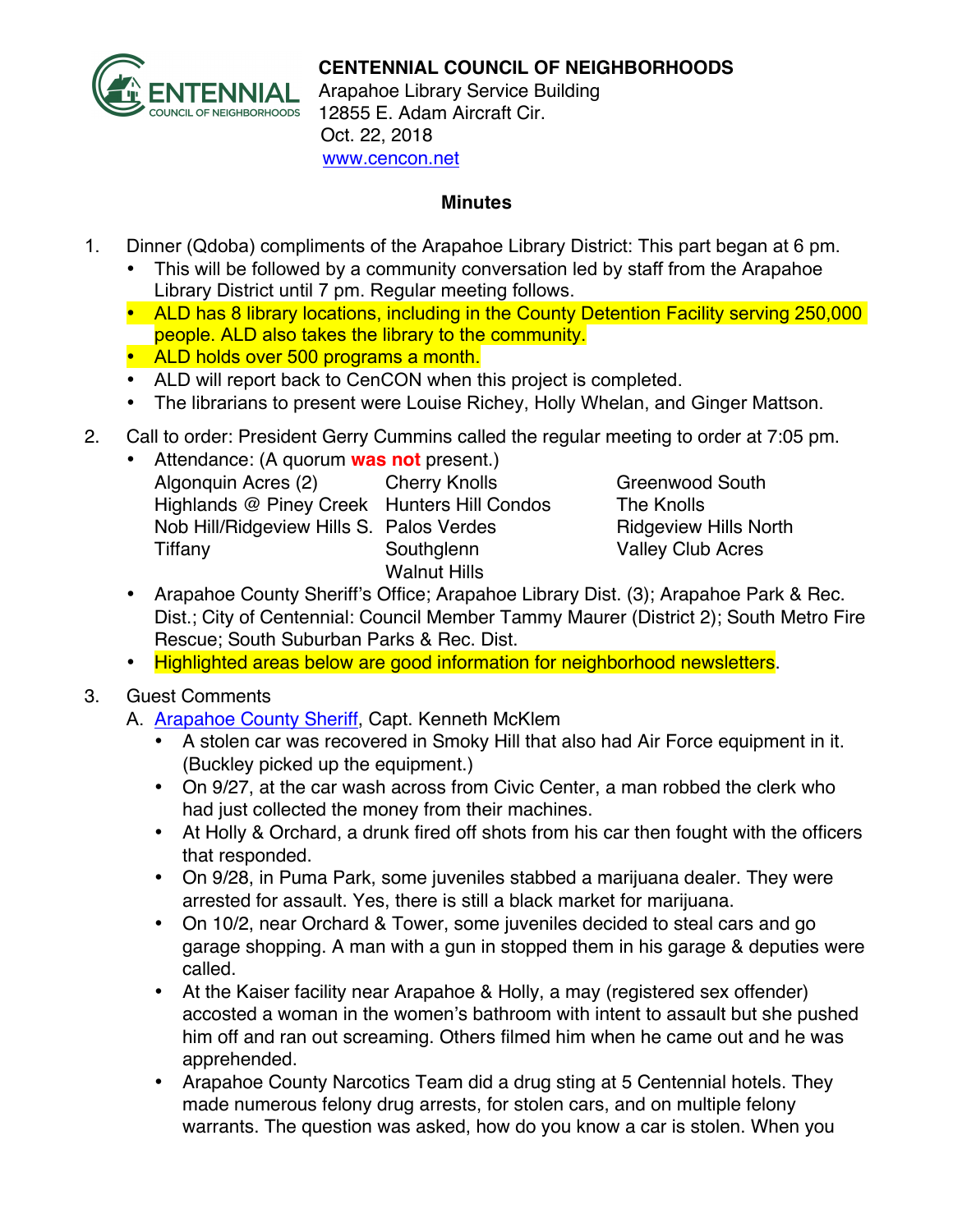**CENTENNIAL COUNCIL OF NEIGHBORHOODS**
Arapahoe Library Service Building
12855 E. Adam Aircraft Cir.
Oct. 22, 2018
[www.cencon.net](http://www.cencon.net)

## Minutes

1. Dinner (Qdoba) compliments of the Arapahoe Library District: This part began at 6 pm.
   - This will be followed by a community conversation led by staff from the Arapahoe Library District until 7 pm. Regular meeting follows.
   - ALD has 8 library locations, including in the County Detention Facility serving 250,000 people. ALD also takes the library to the community.
   - ALD holds over 500 programs a month.
   - ALD will report back to CenCON when this project is completed.
   - The librarians to present were Louise Richey, Holly Whelan, and Ginger Mattson.

2. Call to order: President Gerry Cummins called the regular meeting to order at 7:05 pm.
   - Attendance: (A quorum **was not** present.)

     | | | |
     |---|---|---|
     | Algonquin Acres (2) | Cherry Knolls | Greenwood South |
     | Highlands @ Piney Creek | Hunters Hill Condos | The Knolls |
     | Nob Hill/Ridgeview Hills S. | Palos Verdes | Ridgeview Hills North |
     | Tiffany | Southglenn | Valley Club Acres |
     | | Walnut Hills | |

   - Arapahoe County Sheriff's Office; Arapahoe Library Dist. (3); Arapahoe Park & Rec. Dist.; City of Centennial: Council Member Tammy Maurer (District 2); South Metro Fire Rescue; South Suburban Parks & Rec. Dist.
   - Highlighted areas below are good information for neighborhood newsletters.

3. Guest Comments

   A. Arapahoe County Sheriff, Capt. Kenneth McKlem
   - A stolen car was recovered in Smoky Hill that also had Air Force equipment in it. (Buckley picked up the equipment.)
   - On 9/27, at the car wash across from Civic Center, a man robbed the clerk who had just collected the money from their machines.
   - At Holly & Orchard, a drunk fired off shots from his car then fought with the officers that responded.
   - On 9/28, in Puma Park, some juveniles stabbed a marijuana dealer. They were arrested for assault. Yes, there is still a black market for marijuana.
   - On 10/2, near Orchard & Tower, some juveniles decided to steal cars and go garage shopping. A man with a gun in stopped them in his garage & deputies were called.
   - At the Kaiser facility near Arapahoe & Holly, a may (registered sex offender) accosted a woman in the women's bathroom with intent to assault but she pushed him off and ran out screaming. Others filmed him when he came out and he was apprehended.
   - Arapahoe County Narcotics Team did a drug sting at 5 Centennial hotels. They made numerous felony drug arrests, for stolen cars, and on multiple felony warrants. The question was asked, how do you know a car is stolen. When you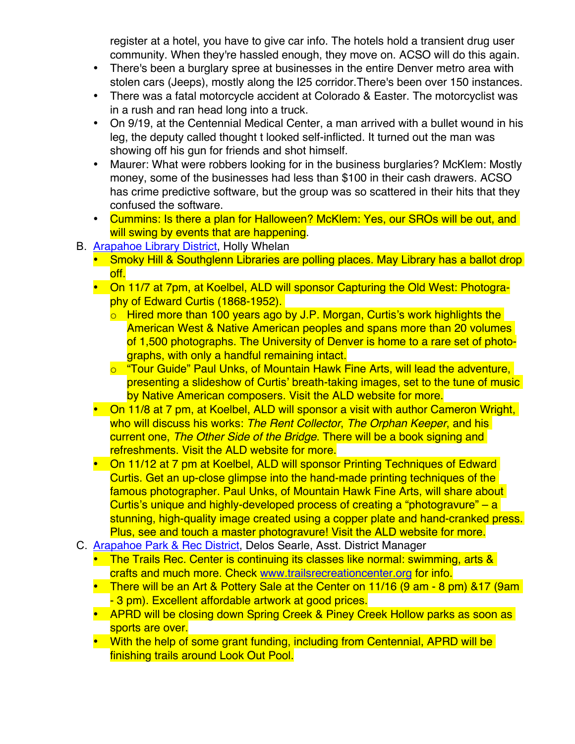register at a hotel, you have to give car info. The hotels hold a transient drug user community. When they're hassled enough, they move on. ACSO will do this again.

- There's been a burglary spree at businesses in the entire Denver metro area with stolen cars (Jeeps), mostly along the I25 corridor.There's been over 150 instances.
- There was a fatal motorcycle accident at Colorado & Easter. The motorcyclist was in a rush and ran head long into a truck.
- On 9/19, at the Centennial Medical Center, a man arrived with a bullet wound in his leg, the deputy called thought t looked self-inflicted. It turned out the man was showing off his gun for friends and shot himself.
- Maurer: What were robbers looking for in the business burglaries? McKlem: Mostly money, some of the businesses had less than $100 in their cash drawers. ACSO has crime predictive software, but the group was so scattered in their hits that they confused the software.
- Cummins: Is there a plan for Halloween? McKlem: Yes, our SROs will be out, and will swing by events that are happening.

B. Arapahoe Library District, Holly Whelan
- Smoky Hill & Southglenn Libraries are polling places. May Library has a ballot drop off.
- On 11/7 at 7pm, at Koelbel, ALD will sponsor Capturing the Old West: Photography of Edward Curtis (1868-1952).
  - Hired more than 100 years ago by J.P. Morgan, Curtis's work highlights the American West & Native American peoples and spans more than 20 volumes of 1,500 photographs. The University of Denver is home to a rare set of photographs, with only a handful remaining intact.
  - "Tour Guide" Paul Unks, of Mountain Hawk Fine Arts, will lead the adventure, presenting a slideshow of Curtis' breath-taking images, set to the tune of music by Native American composers. Visit the ALD website for more.
- On 11/8 at 7 pm, at Koelbel, ALD will sponsor a visit with author Cameron Wright, who will discuss his works: *The Rent Collector*, *The Orphan Keeper*, and his current one, *The Other Side of the Bridge*. There will be a book signing and refreshments. Visit the ALD website for more.
- On 11/12 at 7 pm at Koelbel, ALD will sponsor Printing Techniques of Edward Curtis. Get an up-close glimpse into the hand-made printing techniques of the famous photographer. Paul Unks, of Mountain Hawk Fine Arts, will share about Curtis's unique and highly-developed process of creating a "photogravure" – a stunning, high-quality image created using a copper plate and hand-cranked press. Plus, see and touch a master photogravure! Visit the ALD website for more.

C. Arapahoe Park & Rec District, Delos Searle, Asst. District Manager
- The Trails Rec. Center is continuing its classes like normal: swimming, arts & crafts and much more. Check www.trailsrecreationcenter.org for info.
- There will be an Art & Pottery Sale at the Center on 11/16 (9 am - 8 pm) &17 (9am - 3 pm). Excellent affordable artwork at good prices.
- APRD will be closing down Spring Creek & Piney Creek Hollow parks as soon as sports are over.
- With the help of some grant funding, including from Centennial, APRD will be finishing trails around Look Out Pool.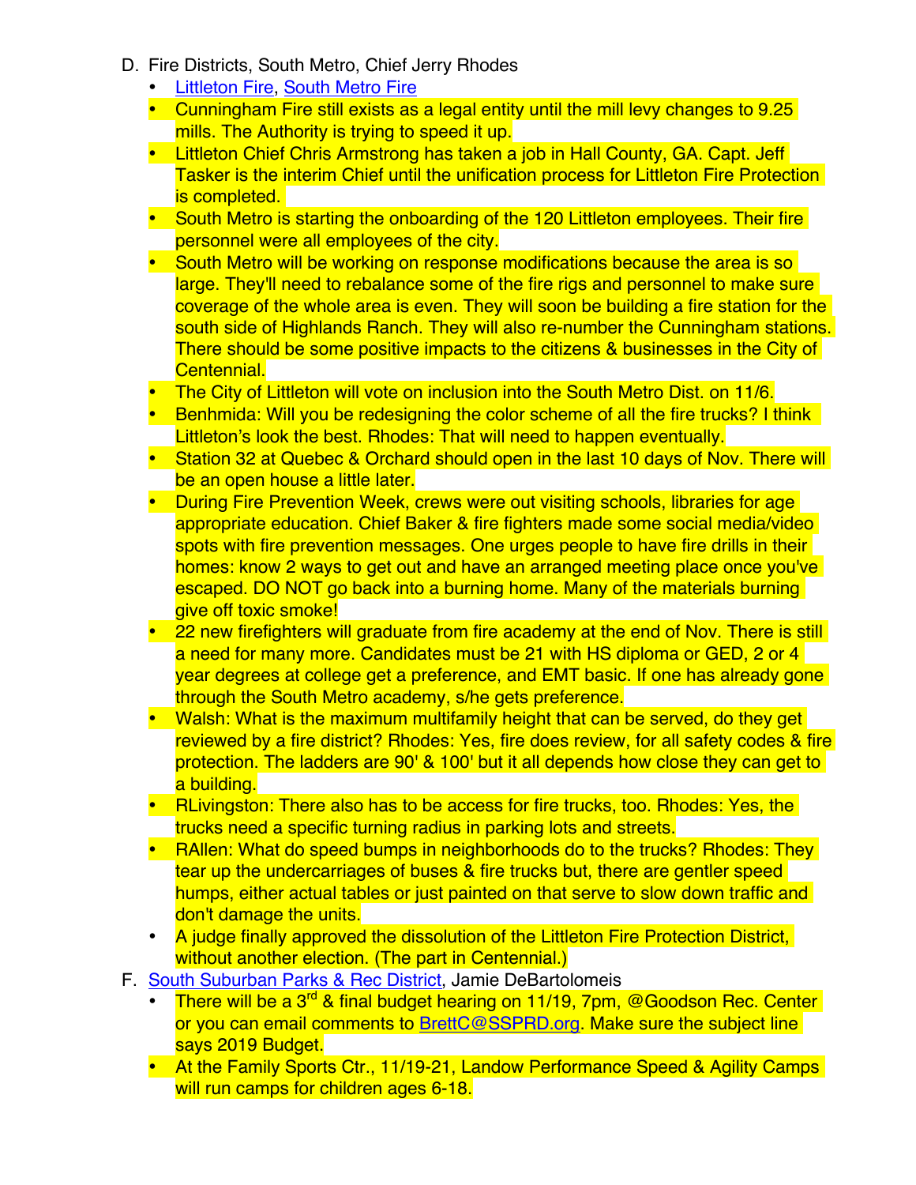D. Fire Districts, South Metro, Chief Jerry Rhodes
   - Littleton Fire, South Metro Fire
   - Cunningham Fire still exists as a legal entity until the mill levy changes to 9.25 mills. The Authority is trying to speed it up.
   - Littleton Chief Chris Armstrong has taken a job in Hall County, GA. Capt. Jeff Tasker is the interim Chief until the unification process for Littleton Fire Protection is completed.
   - South Metro is starting the onboarding of the 120 Littleton employees. Their fire personnel were all employees of the city.
   - South Metro will be working on response modifications because the area is so large. They'll need to rebalance some of the fire rigs and personnel to make sure coverage of the whole area is even. They will soon be building a fire station for the south side of Highlands Ranch. They will also re-number the Cunningham stations. There should be some positive impacts to the citizens & businesses in the City of Centennial.
   - The City of Littleton will vote on inclusion into the South Metro Dist. on 11/6.
   - Benhmida: Will you be redesigning the color scheme of all the fire trucks? I think Littleton's look the best. Rhodes: That will need to happen eventually.
   - Station 32 at Quebec & Orchard should open in the last 10 days of Nov. There will be an open house a little later.
   - During Fire Prevention Week, crews were out visiting schools, libraries for age appropriate education. Chief Baker & fire fighters made some social media/video spots with fire prevention messages. One urges people to have fire drills in their homes: know 2 ways to get out and have an arranged meeting place once you've escaped. DO NOT go back into a burning home. Many of the materials burning give off toxic smoke!
   - 22 new firefighters will graduate from fire academy at the end of Nov. There is still a need for many more. Candidates must be 21 with HS diploma or GED, 2 or 4 year degrees at college get a preference, and EMT basic. If one has already gone through the South Metro academy, s/he gets preference.
   - Walsh: What is the maximum multifamily height that can be served, do they get reviewed by a fire district? Rhodes: Yes, fire does review, for all safety codes & fire protection. The ladders are 90' & 100' but it all depends how close they can get to a building.
   - RLivingston: There also has to be access for fire trucks, too. Rhodes: Yes, the trucks need a specific turning radius in parking lots and streets.
   - RAllen: What do speed bumps in neighborhoods do to the trucks? Rhodes: They tear up the undercarriages of buses & fire trucks but, there are gentler speed humps, either actual tables or just painted on that serve to slow down traffic and don't damage the units.
   - A judge finally approved the dissolution of the Littleton Fire Protection District, without another election. (The part in Centennial.)

F. South Suburban Parks & Rec District, Jamie DeBartolomeis
   - There will be a 3rd & final budget hearing on 11/19, 7pm, @Goodson Rec. Center or you can email comments to BrettC@SSPRD.org. Make sure the subject line says 2019 Budget.
   - At the Family Sports Ctr., 11/19-21, Landow Performance Speed & Agility Camps will run camps for children ages 6-18.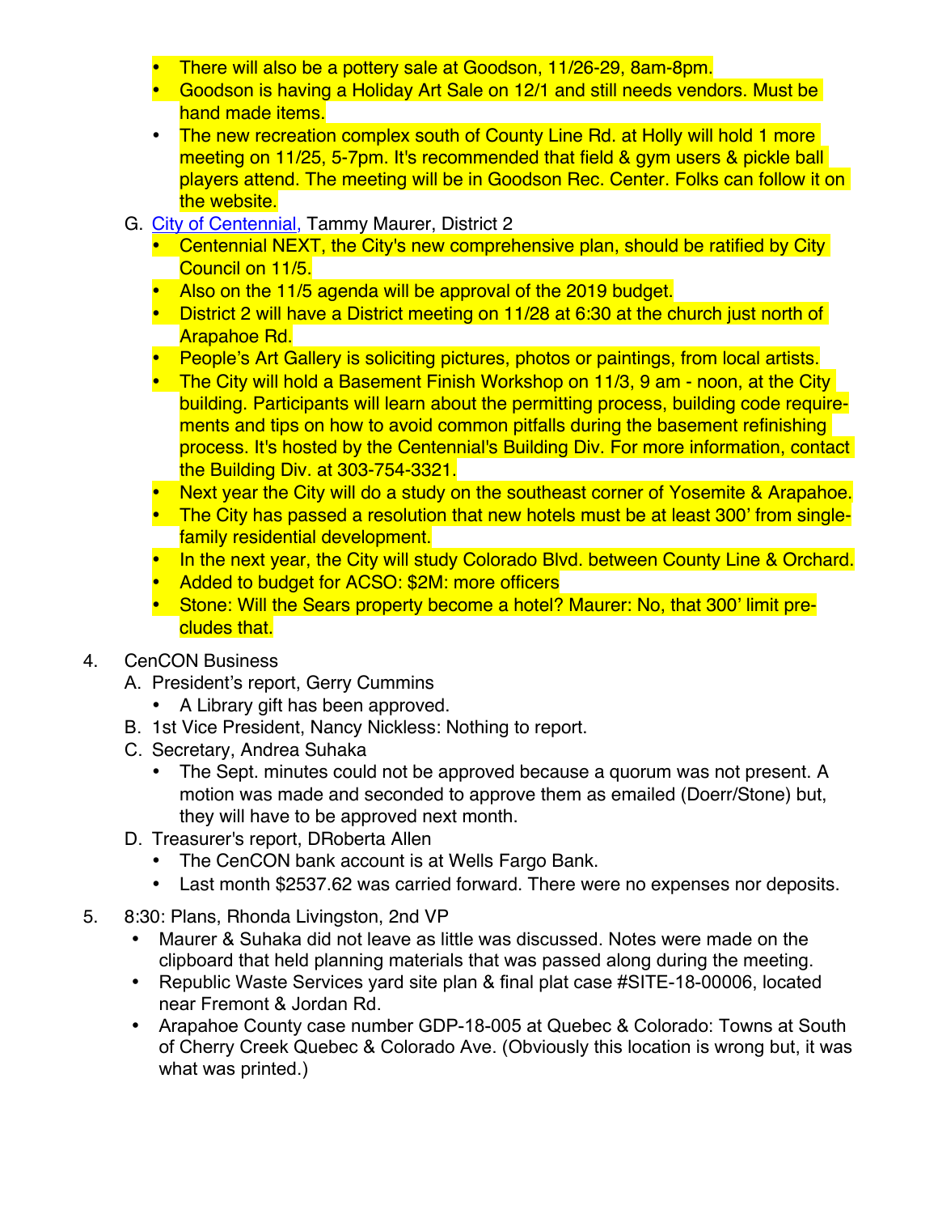- There will also be a pottery sale at Goodson, 11/26-29, 8am-8pm.
- Goodson is having a Holiday Art Sale on 12/1 and still needs vendors. Must be hand made items.
- The new recreation complex south of County Line Rd. at Holly will hold 1 more meeting on 11/25, 5-7pm. It's recommended that field & gym users & pickle ball players attend. The meeting will be in Goodson Rec. Center. Folks can follow it on the website.

G. City of Centennial, Tammy Maurer, District 2

- Centennial NEXT, the City's new comprehensive plan, should be ratified by City Council on 11/5.
- Also on the 11/5 agenda will be approval of the 2019 budget.
- District 2 will have a District meeting on 11/28 at 6:30 at the church just north of Arapahoe Rd.
- People's Art Gallery is soliciting pictures, photos or paintings, from local artists.
- The City will hold a Basement Finish Workshop on 11/3, 9 am - noon, at the City building. Participants will learn about the permitting process, building code requirements and tips on how to avoid common pitfalls during the basement refinishing process. It's hosted by the Centennial's Building Div. For more information, contact the Building Div. at 303-754-3321.
- Next year the City will do a study on the southeast corner of Yosemite & Arapahoe.
- The City has passed a resolution that new hotels must be at least 300' from single-family residential development.
- In the next year, the City will study Colorado Blvd. between County Line & Orchard.
- Added to budget for ACSO: $2M: more officers
- Stone: Will the Sears property become a hotel? Maurer: No, that 300' limit precludes that.

4. CenCON Business

A. President's report, Gerry Cummins

- A Library gift has been approved.

B. 1st Vice President, Nancy Nickless: Nothing to report.

C. Secretary, Andrea Suhaka

- The Sept. minutes could not be approved because a quorum was not present. A motion was made and seconded to approve them as emailed (Doerr/Stone) but, they will have to be approved next month.

D. Treasurer's report, DRoberta Allen

- The CenCON bank account is at Wells Fargo Bank.
- Last month $2537.62 was carried forward. There were no expenses nor deposits.

5. 8:30: Plans, Rhonda Livingston, 2nd VP

- Maurer & Suhaka did not leave as little was discussed. Notes were made on the clipboard that held planning materials that was passed along during the meeting.
- Republic Waste Services yard site plan & final plat case #SITE-18-00006, located near Fremont & Jordan Rd.
- Arapahoe County case number GDP-18-005 at Quebec & Colorado: Towns at South of Cherry Creek Quebec & Colorado Ave. (Obviously this location is wrong but, it was what was printed.)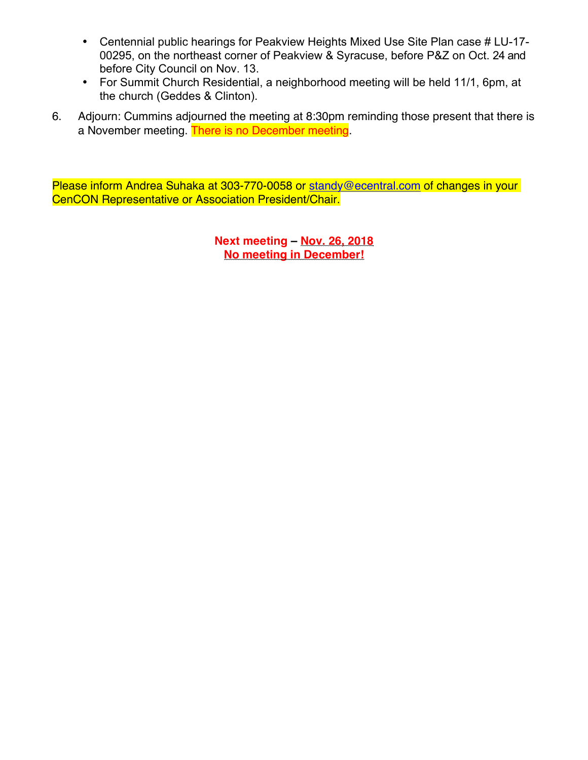- Centennial public hearings for Peakview Heights Mixed Use Site Plan case # LU-17-00295, on the northeast corner of Peakview & Syracuse, before P&Z on Oct. 24 and before City Council on Nov. 13.
- For Summit Church Residential, a neighborhood meeting will be held 11/1, 6pm, at the church (Geddes & Clinton).

6. Adjourn: Cummins adjourned the meeting at 8:30pm reminding those present that there is a November meeting. There is no December meeting.

Please inform Andrea Suhaka at 303-770-0058 or standy@ecentral.com of changes in your CenCON Representative or Association President/Chair.

**Next meeting – Nov. 26, 2018**
**No meeting in December!**